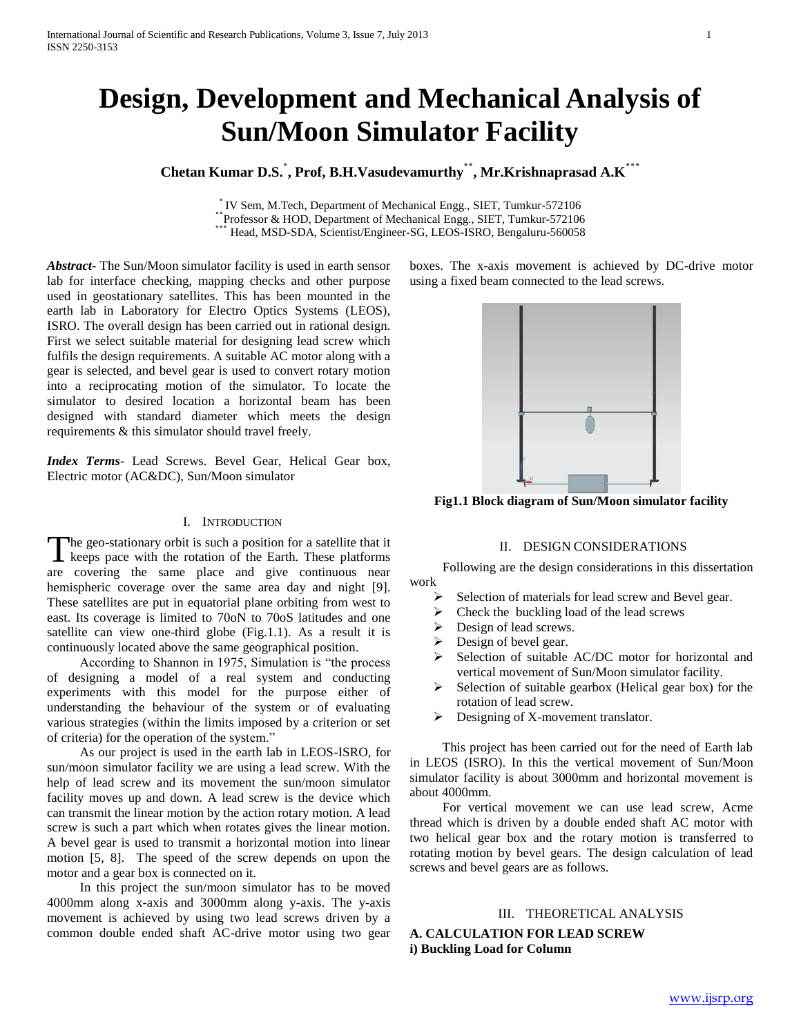# Design, Development and Mechanical Analysis of Sun/Moon Simulator Facility

**Chetan Kumar D.S.[*], Prof, B.H.Vasudevamurthy[**], Mr.Krishnaprasad A.K[***]**

[*] IV Sem, M.Tech, Department of Mechanical Engg., SIET, Tumkur-572106
[**] Professor & HOD, Department of Mechanical Engg., SIET, Tumkur-572106
[***] Head, MSD-SDA, Scientist/Engineer-SG, LEOS-ISRO, Bengaluru-560058

***Abstract***- The Sun/Moon simulator facility is used in earth sensor lab for interface checking, mapping checks and other purpose used in geostationary satellites. This has been mounted in the earth lab in Laboratory for Electro Optics Systems (LEOS), ISRO. The overall design has been carried out in rational design. First we select suitable material for designing lead screw which fulfils the design requirements. A suitable AC motor along with a gear is selected, and bevel gear is used to convert rotary motion into a reciprocating motion of the simulator. To locate the simulator to desired location a horizontal beam has been designed with standard diameter which meets the design requirements & this simulator should travel freely.

***Index Terms***- Lead Screws. Bevel Gear, Helical Gear box, Electric motor (AC&DC), Sun/Moon simulator

## I. Introduction

The geo-stationary orbit is such a position for a satellite that it keeps pace with the rotation of the Earth. These platforms are covering the same place and give continuous near hemispheric coverage over the same area day and night [9]. These satellites are put in equatorial plane orbiting from west to east. Its coverage is limited to 70oN to 70oS latitudes and one satellite can view one-third globe (Fig.1.1). As a result it is continuously located above the same geographical position.

According to Shannon in 1975, Simulation is "the process of designing a model of a real system and conducting experiments with this model for the purpose either of understanding the behaviour of the system or of evaluating various strategies (within the limits imposed by a criterion or set of criteria) for the operation of the system."

As our project is used in the earth lab in LEOS-ISRO, for sun/moon simulator facility we are using a lead screw. With the help of lead screw and its movement the sun/moon simulator facility moves up and down. A lead screw is the device which can transmit the linear motion by the action rotary motion. A lead screw is such a part which when rotates gives the linear motion. A bevel gear is used to transmit a horizontal motion into linear motion [5, 8]. The speed of the screw depends on upon the motor and a gear box is connected on it.

In this project the sun/moon simulator has to be moved 4000mm along x-axis and 3000mm along y-axis. The y-axis movement is achieved by using two lead screws driven by a common double ended shaft AC-drive motor using two gear boxes. The x-axis movement is achieved by DC-drive motor using a fixed beam connected to the lead screws.

**Fig1.1 Block diagram of Sun/Moon simulator facility**

## II. Design Considerations

Following are the design considerations in this dissertation work

- Selection of materials for lead screw and Bevel gear.
- Check the buckling load of the lead screws
- Design of lead screws.
- Design of bevel gear.
- Selection of suitable AC/DC motor for horizontal and vertical movement of Sun/Moon simulator facility.
- Selection of suitable gearbox (Helical gear box) for the rotation of lead screw.
- Designing of X-movement translator.

This project has been carried out for the need of Earth lab in LEOS (ISRO). In this the vertical movement of Sun/Moon simulator facility is about 3000mm and horizontal movement is about 4000mm.

For vertical movement we can use lead screw, Acme thread which is driven by a double ended shaft AC motor with two helical gear box and the rotary motion is transferred to rotating motion by bevel gears. The design calculation of lead screws and bevel gears are as follows.

## III. Theoretical Analysis

### A. CALCULATION FOR LEAD SCREW

#### i) Buckling Load for Column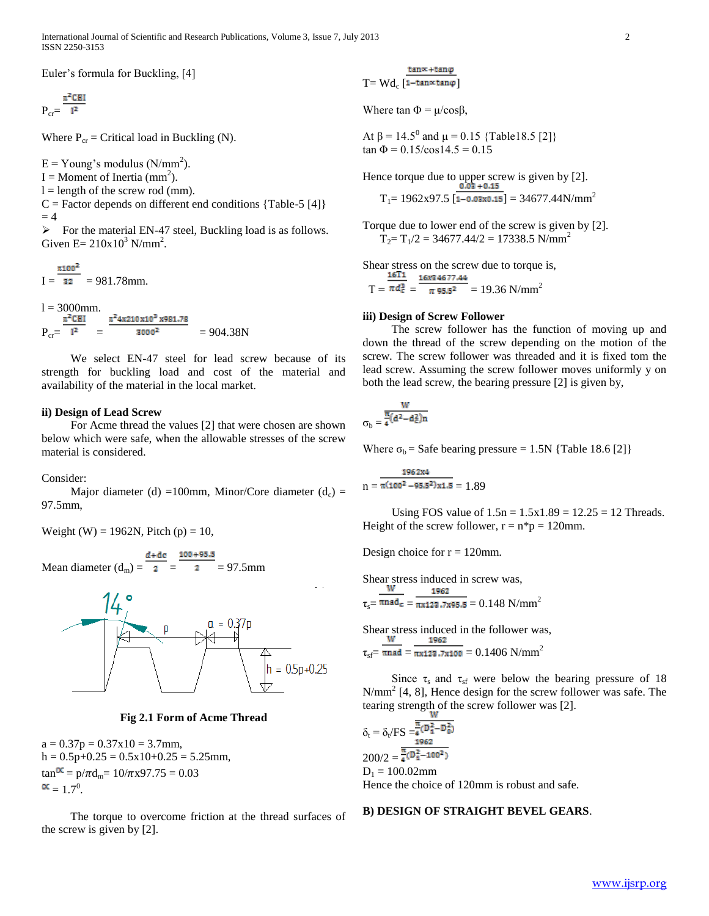Euler's formula for Buckling, [4]

$$P_{cr} = \frac{\pi^2 CEI}{l^2}$$

Where $P_{cr}$ = Critical load in Buckling (N).

E = Young's modulus ($N/mm^2$).
I = Moment of Inertia ($mm^2$).
l = length of the screw rod (mm).
C = Factor depends on different end conditions {Table-5 [4]} = 4

- For the material EN-47 steel, Buckling load is as follows.

Given E= $210 \times 10^3$ $N/mm^2$.

$$I = \frac{\pi 100^2}{32} = 981.78mm.$$

l = 3000mm.

$$P_{cr} = \frac{\pi^2 CEI}{l^2} = \frac{\pi^2 4 x 210 x 10^3 x 981.78}{3000^2} = 904.38N$$

We select EN-47 steel for lead screw because of its strength for buckling load and cost of the material and availability of the material in the local market.

### ii) Design of Lead Screw

For Acme thread the values [2] that were chosen are shown below which were safe, when the allowable stresses of the screw material is considered.

Consider:

Major diameter (d) =100mm, Minor/Core diameter ($d_c$) = 97.5mm,

Weight (W) = 1962N, Pitch (p) = 10,

$$\text{Mean diameter } (d_m) = \frac{d+dc}{2} = \frac{100+95.5}{2} = 97.5mm$$

Fig 2.1 Form of Acme Thread

a = 0.37p = 0.37x10 = 3.7mm,
h = 0.5p+0.25 = 0.5x10+0.25 = 5.25mm,
$\tan \alpha = p/\pi d_m = 10/\pi x 97.75 = 0.03$
$\alpha = 1.7^0$.

The torque to overcome friction at the thread surfaces of the screw is given by [2].

$$T = Wd_c \left[\frac{\tan\alpha + \tan\varphi}{1 - \tan\alpha \tan\varphi}\right]$$

Where $\tan \Phi = \mu/\cos\beta$,

At $\beta = 14.5^0$ and $\mu = 0.15$ {Table18.5 [2]}
$\tan \Phi = 0.15/\cos 14.5 = 0.15$

Hence torque due to upper screw is given by [2].

$$T_1 = 1962 x 97.5 \left[\frac{0.03 + 0.15}{1 - 0.03 x 0.15}\right] = 34677.44 N/mm^2$$

Torque due to lower end of the screw is given by [2].

$$T_2 = T_1/2 = 34677.44/2 = 17338.5 \ N/mm^2$$

Shear stress on the screw due to torque is,

$$T = \frac{16T1}{\pi d_c^3} = \frac{16 x 34677.44}{\pi \ 95.5^2} = 19.36 \ N/mm^2$$

### iii) Design of Screw Follower

The screw follower has the function of moving up and down the thread of the screw depending on the motion of the screw. The screw follower was threaded and it is fixed tom the lead screw. Assuming the screw follower moves uniformly y on both the lead screw, the bearing pressure [2] is given by,

$$\sigma_b = \frac{W}{\frac{\pi}{4}(d^2 - d_c^2)n}$$

Where $\sigma_b$ = Safe bearing pressure = 1.5N {Table 18.6 [2]}

$$n = \frac{1962 x 4}{\pi(100^2 - 95.5^2) x 1.5} = 1.89$$

Using FOS value of 1.5n = 1.5x1.89 = 12.25 = 12 Threads. Height of the screw follower, r = n*p = 120mm.

Design choice for r = 120mm.

Shear stress induced in screw was,

$$\tau_s = \frac{W}{\pi n a d_c} = \frac{1962}{\pi x 123.7 x 95.5} = 0.148 \ N/mm^2$$

Shear stress induced in the follower was,

$$\tau_{sf} = \frac{W}{\pi n a d} = \frac{1962}{\pi x 123.7 x 100} = 0.1406 \ N/mm^2$$

Since $\tau_s$ and $\tau_{sf}$ were below the bearing pressure of 18 $N/mm^2$ [4, 8], Hence design for the screw follower was safe. The tearing strength of the screw follower was [2].

$$\delta_t = \delta_t/FS = \frac{W}{\frac{\pi}{4}(D_1^2 - D_0^2)}$$

$$200/2 = \frac{1962}{\frac{\pi}{4}(D_1^2 - 100^2)}$$

$D_1$ = 100.02mm

Hence the choice of 120mm is robust and safe.

## B) DESIGN OF STRAIGHT BEVEL GEARS.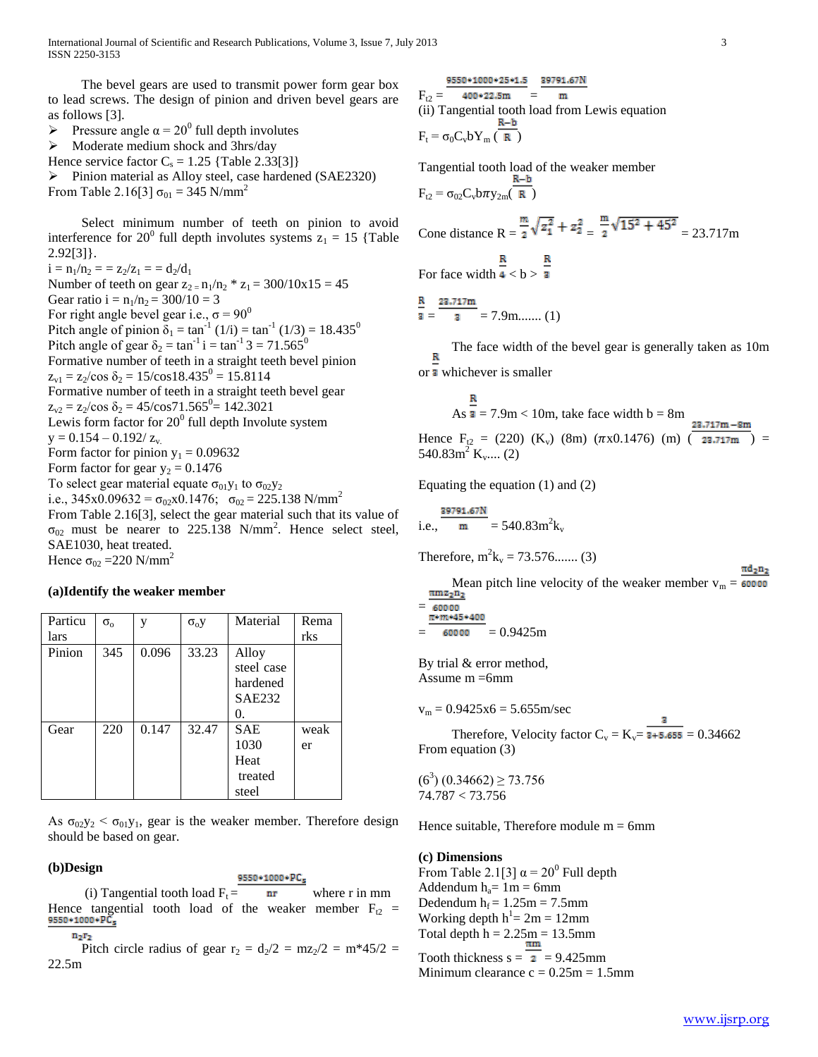The bevel gears are used to transmit power form gear box to lead screws. The design of pinion and driven bevel gears are as follows [3].

- Pressure angle $\alpha = 20^0$ full depth involutes
- Moderate medium shock and 3hrs/day

Hence service factor $C_s = 1.25$ {Table 2.33[3]}

- Pinion material as Alloy steel, case hardened (SAE2320)

From Table 2.16[3] $\sigma_{01} = 345$ N/mm$^2$

Select minimum number of teeth on pinion to avoid interference for $20^0$ full depth involutes systems $z_1 = 15$ {Table 2.92[3]}.

$i = n_1/n_2 = = z_2/z_1 = = d_2/d_1$

Number of teeth on gear $z_2 = n_1/n_2 * z_1 = 300/10x15 = 45$

Gear ratio $i = n_1/n_2 = 300/10 = 3$

For right angle bevel gear i.e., $\sigma = 90^0$

Pitch angle of pinion $\delta_1 = \tan^{-1}(1/i) = \tan^{-1}(1/3) = 18.435^0$

Pitch angle of gear $\delta_2 = \tan^{-1} i = \tan^{-1} 3 = 71.565^0$

Formative number of teeth in a straight teeth bevel pinion

$z_{v1} = z_2/\cos\delta_2 = 15/\cos 18.435^0 = 15.8114$

Formative number of teeth in a straight teeth bevel gear

$z_{v2} = z_2/\cos\delta_2 = 45/\cos 71.565^0 = 142.3021$

Lewis form factor for $20^0$ full depth Involute system

$y = 0.154 - 0.192/z_v$

Form factor for pinion $y_1 = 0.09632$

Form factor for gear $y_2 = 0.1476$

To select gear material equate $\sigma_{01}y_1$ to $\sigma_{02}y_2$

i.e., $345x0.09632 = \sigma_{02}x0.1476$; $\sigma_{02} = 225.138$ N/mm$^2$

From Table 2.16[3], select the gear material such that its value of $\sigma_{02}$ must be nearer to 225.138 N/mm$^2$. Hence select steel, SAE1030, heat treated.

Hence $\sigma_{02} = 220$ N/mm$^2$

**(a)Identify the weaker member**

| Particulars | $\sigma_o$ | y | $\sigma_o y$ | Material | Remarks |
|---|---|---|---|---|---|
| Pinion | 345 | 0.096 | 33.23 | Alloy steel case hardened SAE2320. | |
| Gear | 220 | 0.147 | 32.47 | SAE 1030 Heat treated steel | weaker |

As $\sigma_{02}y_2 < \sigma_{01}y_1$, gear is the weaker member. Therefore design should be based on gear.

**(b)Design**

(i) Tangential tooth load $F_t = \frac{9550*1000*PC_s}{nr}$ where r in mm

Hence tangential tooth load of the weaker member $F_{t2} = \frac{9550*1000*PC_s}{n_2 r_2}$

Pitch circle radius of gear $r_2 = d_2/2 = mz_2/2 = m*45/2 = 22.5m$

$F_{t2} = \frac{9550*1000*25*1.5}{400*22.5m} = \frac{39791.67N}{m}$

(ii) Tangential tooth load from Lewis equation

$F_t = \sigma_0 C_v b Y_m \left(\frac{R-b}{R}\right)$

Tangential tooth load of the weaker member

$F_{t2} = \sigma_{02} C_v b \pi y_{2m} \left(\frac{R-b}{R}\right)$

Cone distance $R = \frac{m}{2}\sqrt{z_1^2 + z_2^2} = \frac{m}{2}\sqrt{15^2 + 45^2} = 23.717m$

For face width $\frac{R}{4} < b > \frac{R}{3}$

$\frac{R}{3} = \frac{23.717m}{3} = 7.9m$....... (1)

The face width of the bevel gear is generally taken as 10m or $\frac{R}{3}$ whichever is smaller

As $\frac{R}{3} = 7.9m < 10m$, take face width b = 8m

Hence $F_{t2} = (220)\ (K_v)\ (8m)\ (\pi x0.1476)\ (m)\ \left(\frac{23.717m - 8m}{23.717m}\right) = 540.83m^2 K_v$.... (2)

Equating the equation (1) and (2)

i.e., $\frac{39791.67N}{m} = 540.83m^2 k_v$

Therefore, $m^2 k_v = 73.576$....... (3)

Mean pitch line velocity of the weaker member $v_m = \frac{\pi d_2 n_2}{60000}$

$= \frac{\pi m z_2 n_2}{60000}$

$= \frac{\pi * m * 45 * 400}{60000} = 0.9425m$

By trial & error method,

Assume m =6mm

$v_m = 0.9425x6 = 5.655$m/sec

Therefore, Velocity factor $C_v = K_v = \frac{3}{3+5.655} = 0.34662$

From equation (3)

$(6^3)(0.34662) \geq 73.756$

$74.787 < 73.756$

Hence suitable, Therefore module m = 6mm

**(c) Dimensions**

From Table 2.1[3] $\alpha = 20^0$ Full depth

Addendum $h_a = 1m = 6$mm

Dedendum $h_f = 1.25m = 7.5$mm

Working depth $h^1 = 2m = 12$mm

Total depth $h = 2.25m = 13.5$mm

Tooth thickness $s = \frac{\pi m}{2} = 9.425$mm

Minimum clearance $c = 0.25m = 1.5$mm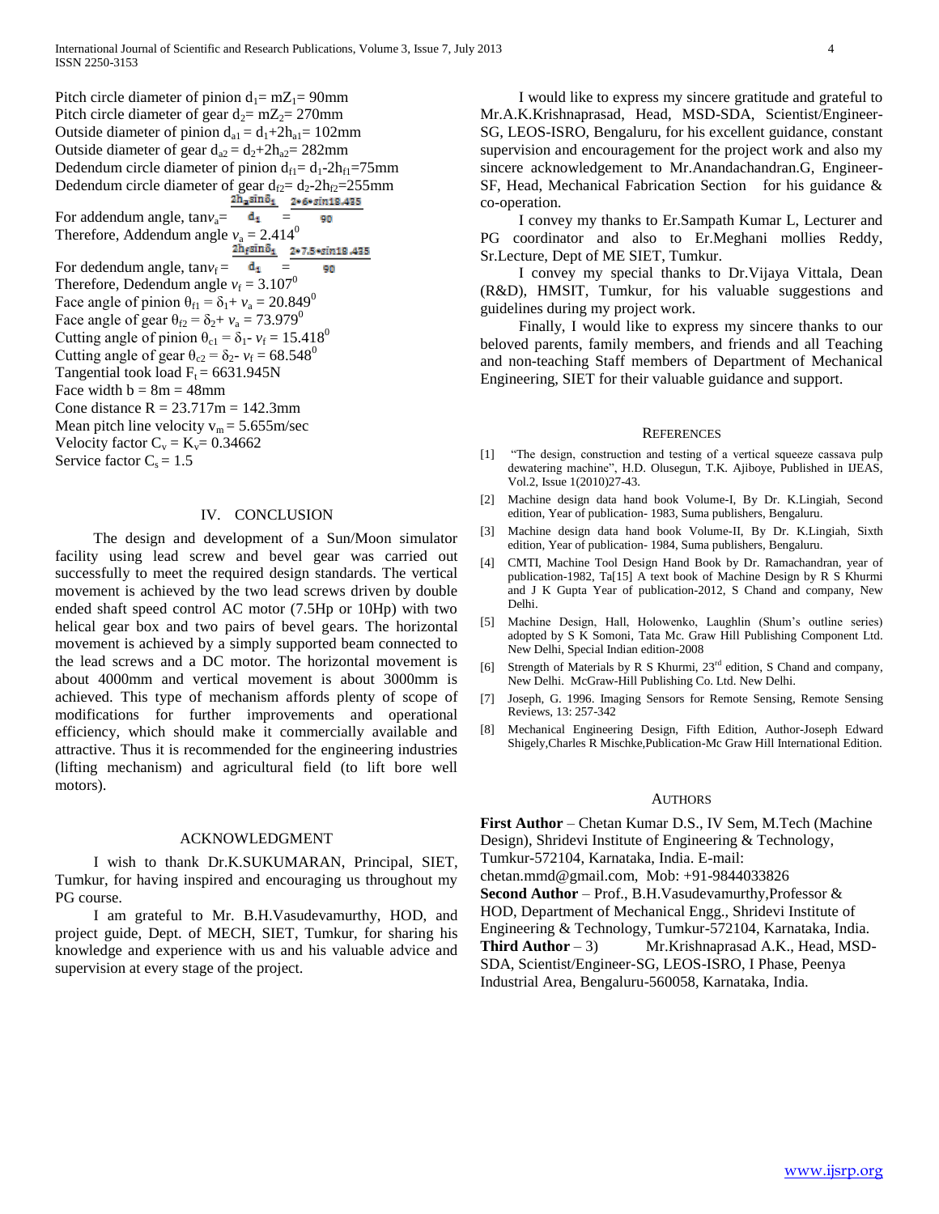Pitch circle diameter of pinion $d_1 = mZ_1 = 90$mm
Pitch circle diameter of gear $d_2 = mZ_2 = 270$mm
Outside diameter of pinion $d_{a1} = d_1 + 2h_{a1} = 102$mm
Outside diameter of gear $d_{a2} = d_2 + 2h_{a2} = 282$mm
Dedendum circle diameter of pinion $d_{f1} = d_1 - 2h_{f1} = 75$mm
Dedendum circle diameter of gear $d_{f2} = d_2 - 2h_{f2} = 255$mm

For addendum angle, $\tan v_a = \frac{2h_a \sin\delta_1}{d_1} = \frac{2*6*\sin 18.435}{90}$

Therefore, Addendum angle $v_a = 2.414^0$

For dedendum angle, $\tan v_f = \frac{2h_f \sin\delta_1}{d_1} = \frac{2*7.5*\sin 18.435}{90}$

Therefore, Dedendum angle $v_f = 3.107^0$
Face angle of pinion $\theta_{f1} = \delta_1 + v_a = 20.849^0$
Face angle of gear $\theta_{f2} = \delta_2 + v_a = 73.979^0$
Cutting angle of pinion $\theta_{c1} = \delta_1 - v_f = 15.418^0$
Cutting angle of gear $\theta_{c2} = \delta_2 - v_f = 68.548^0$
Tangential took load $F_t = 6631.945$N
Face width $b = 8m = 48$mm
Cone distance $R = 23.717m = 142.3$mm
Mean pitch line velocity $v_m = 5.655$m/sec
Velocity factor $C_v = K_v = 0.34662$
Service factor $C_s = 1.5$

## IV. CONCLUSION

The design and development of a Sun/Moon simulator facility using lead screw and bevel gear was carried out successfully to meet the required design standards. The vertical movement is achieved by the two lead screws driven by double ended shaft speed control AC motor (7.5Hp or 10Hp) with two helical gear box and two pairs of bevel gears. The horizontal movement is achieved by a simply supported beam connected to the lead screws and a DC motor. The horizontal movement is about 4000mm and vertical movement is about 3000mm is achieved. This type of mechanism affords plenty of scope of modifications for further improvements and operational efficiency, which should make it commercially available and attractive. Thus it is recommended for the engineering industries (lifting mechanism) and agricultural field (to lift bore well motors).

## ACKNOWLEDGMENT

I wish to thank Dr.K.SUKUMARAN, Principal, SIET, Tumkur, for having inspired and encouraging us throughout my PG course.

I am grateful to Mr. B.H.Vasudevamurthy, HOD, and project guide, Dept. of MECH, SIET, Tumkur, for sharing his knowledge and experience with us and his valuable advice and supervision at every stage of the project.

I would like to express my sincere gratitude and grateful to Mr.A.K.Krishnaprasad, Head, MSD-SDA, Scientist/Engineer-SG, LEOS-ISRO, Bengaluru, for his excellent guidance, constant supervision and encouragement for the project work and also my sincere acknowledgement to Mr.Anandachandran.G, Engineer-SF, Head, Mechanical Fabrication Section for his guidance & co-operation.

I convey my thanks to Er.Sampath Kumar L, Lecturer and PG coordinator and also to Er.Meghani mollies Reddy, Sr.Lecture, Dept of ME SIET, Tumkur.

I convey my special thanks to Dr.Vijaya Vittala, Dean (R&D), HMSIT, Tumkur, for his valuable suggestions and guidelines during my project work.

Finally, I would like to express my sincere thanks to our beloved parents, family members, and friends and all Teaching and non-teaching Staff members of Department of Mechanical Engineering, SIET for their valuable guidance and support.

## REFERENCES

[1] "The design, construction and testing of a vertical squeeze cassava pulp dewatering machine", H.D. Olusegun, T.K. Ajiboye, Published in IJEAS, Vol.2, Issue 1(2010)27-43.

[2] Machine design data hand book Volume-I, By Dr. K.Lingiah, Second edition, Year of publication- 1983, Suma publishers, Bengaluru.

[3] Machine design data hand book Volume-II, By Dr. K.Lingiah, Sixth edition, Year of publication- 1984, Suma publishers, Bengaluru.

[4] CMTI, Machine Tool Design Hand Book by Dr. Ramachandran, year of publication-1982, Ta[15] A text book of Machine Design by R S Khurmi and J K Gupta Year of publication-2012, S Chand and company, New Delhi.

[5] Machine Design, Hall, Holowenko, Laughlin (Shum's outline series) adopted by S K Somoni, Tata Mc. Graw Hill Publishing Component Ltd. New Delhi, Special Indian edition-2008

[6] Strength of Materials by R S Khurmi, 23rd edition, S Chand and company, New Delhi. McGraw-Hill Publishing Co. Ltd. New Delhi.

[7] Joseph, G. 1996. Imaging Sensors for Remote Sensing, Remote Sensing Reviews, 13: 257-342

[8] Mechanical Engineering Design, Fifth Edition, Author-Joseph Edward Shigely,Charles R Mischke,Publication-Mc Graw Hill International Edition.

## AUTHORS

**First Author** – Chetan Kumar D.S., IV Sem, M.Tech (Machine Design), Shridevi Institute of Engineering & Technology, Tumkur-572104, Karnataka, India. E-mail: chetan.mmd@gmail.com, Mob: +91-9844033826

**Second Author** – Prof., B.H.Vasudevamurthy,Professor & HOD, Department of Mechanical Engg., Shridevi Institute of Engineering & Technology, Tumkur-572104, Karnataka, India.

**Third Author** – 3) Mr.Krishnaprasad A.K., Head, MSD-SDA, Scientist/Engineer-SG, LEOS-ISRO, I Phase, Peenya Industrial Area, Bengaluru-560058, Karnataka, India.